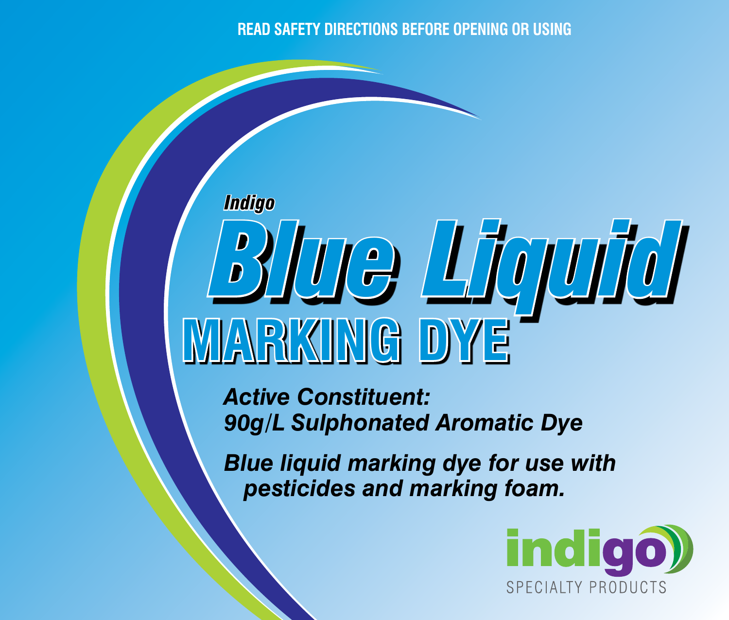**READ SAFETY DIRECTIONS BEFORE OPENING OR USING**

*Indigo*

# *Blue Liquid*

# MARKING DYE

***Active Constituent:***
***90g/L Sulphonated Aromatic Dye***

***Blue liquid marking dye for use with pesticides and marking foam.***

**indigo**
SPECIALTY PRODUCTS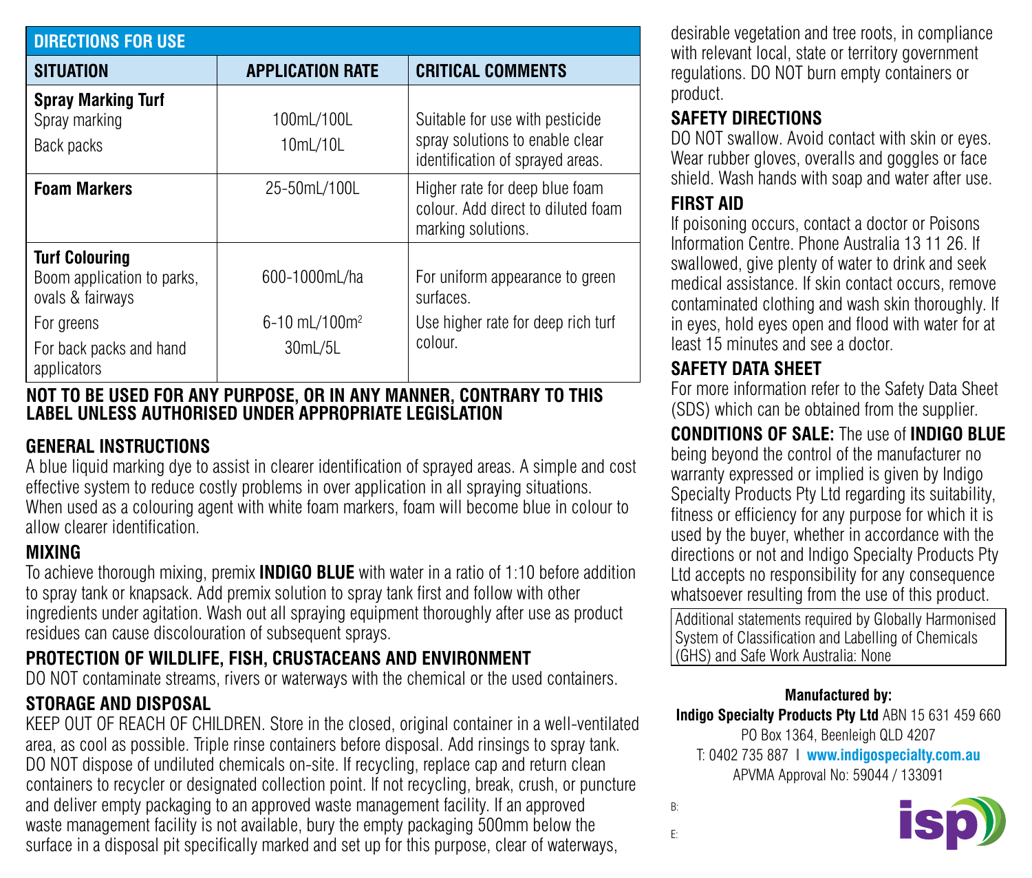| DIRECTIONS FOR USE | | |
|---|---|---|
| **SITUATION** | **APPLICATION RATE** | **CRITICAL COMMENTS** |
| **Spray Marking Turf**<br>Spray marking<br>Back packs | <br>100mL/100L<br>10mL/10L | Suitable for use with pesticide spray solutions to enable clear identification of sprayed areas. |
| **Foam Markers** | 25-50mL/100L | Higher rate for deep blue foam colour. Add direct to diluted foam marking solutions. |
| **Turf Colouring**<br>Boom application to parks, ovals & fairways<br>For greens<br>For back packs and hand applicators | <br>600-1000mL/ha<br>6-10 mL/100m²<br>30mL/5L | For uniform appearance to green surfaces.<br>Use higher rate for deep rich turf colour. |

**NOT TO BE USED FOR ANY PURPOSE, OR IN ANY MANNER, CONTRARY TO THIS LABEL UNLESS AUTHORISED UNDER APPROPRIATE LEGISLATION**

## GENERAL INSTRUCTIONS

A blue liquid marking dye to assist in clearer identification of sprayed areas. A simple and cost effective system to reduce costly problems in over application in all spraying situations. When used as a colouring agent with white foam markers, foam will become blue in colour to allow clearer identification.

## MIXING

To achieve thorough mixing, premix **INDIGO BLUE** with water in a ratio of 1:10 before addition to spray tank or knapsack. Add premix solution to spray tank first and follow with other ingredients under agitation. Wash out all spraying equipment thoroughly after use as product residues can cause discolouration of subsequent sprays.

## PROTECTION OF WILDLIFE, FISH, CRUSTACEANS AND ENVIRONMENT

DO NOT contaminate streams, rivers or waterways with the chemical or the used containers.

## STORAGE AND DISPOSAL

KEEP OUT OF REACH OF CHILDREN. Store in the closed, original container in a well-ventilated area, as cool as possible. Triple rinse containers before disposal. Add rinsings to spray tank. DO NOT dispose of undiluted chemicals on-site. If recycling, replace cap and return clean containers to recycler or designated collection point. If not recycling, break, crush, or puncture and deliver empty packaging to an approved waste management facility. If an approved waste management facility is not available, bury the empty packaging 500mm below the surface in a disposal pit specifically marked and set up for this purpose, clear of waterways, desirable vegetation and tree roots, in compliance with relevant local, state or territory government regulations. DO NOT burn empty containers or product.

## SAFETY DIRECTIONS

DO NOT swallow. Avoid contact with skin or eyes. Wear rubber gloves, overalls and goggles or face shield. Wash hands with soap and water after use.

## FIRST AID

If poisoning occurs, contact a doctor or Poisons Information Centre. Phone Australia 13 11 26. If swallowed, give plenty of water to drink and seek medical assistance. If skin contact occurs, remove contaminated clothing and wash skin thoroughly. If in eyes, hold eyes open and flood with water for at least 15 minutes and see a doctor.

## SAFETY DATA SHEET

For more information refer to the Safety Data Sheet (SDS) which can be obtained from the supplier.

**CONDITIONS OF SALE:** The use of **INDIGO BLUE** being beyond the control of the manufacturer no warranty expressed or implied is given by Indigo Specialty Products Pty Ltd regarding its suitability, fitness or efficiency for any purpose for which it is used by the buyer, whether in accordance with the directions or not and Indigo Specialty Products Pty Ltd accepts no responsibility for any consequence whatsoever resulting from the use of this product.

Additional statements required by Globally Harmonised System of Classification and Labelling of Chemicals (GHS) and Safe Work Australia: None

**Manufactured by:**
**Indigo Specialty Products Pty Ltd** ABN 15 631 459 660
PO Box 1364, Beenleigh QLD 4207
T: 0402 735 887 I **www.indigospecialty.com.au**
APVMA Approval No: 59044 / 133091

B:

E:

isp